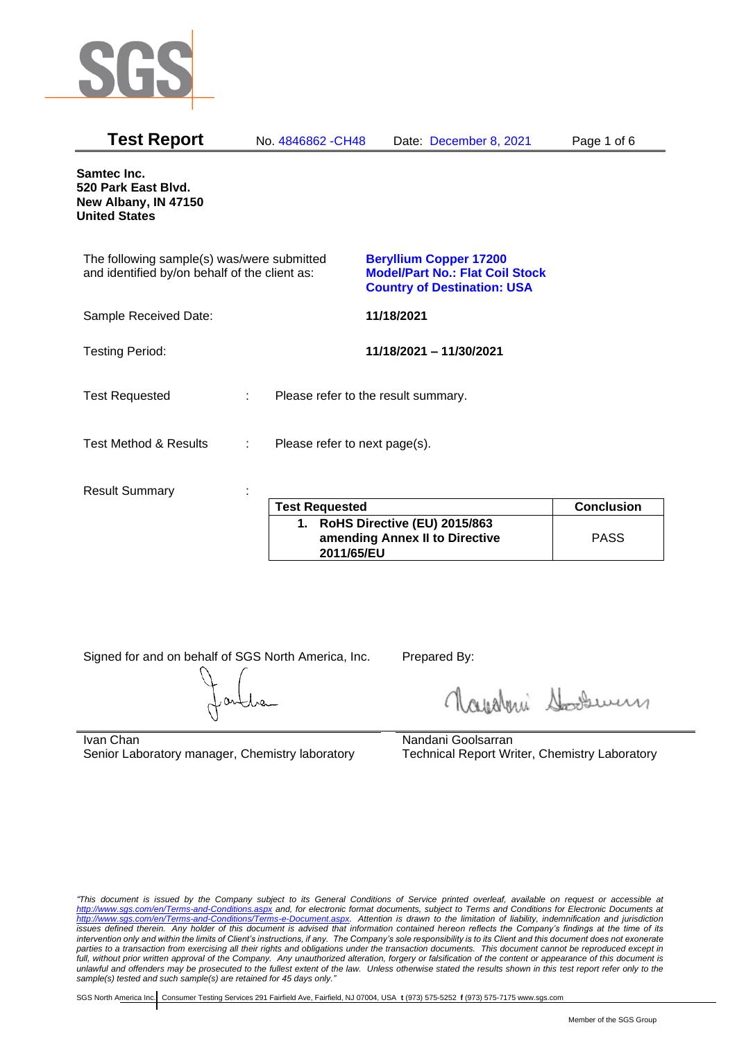# Test Report

No. 4846862 -CH48 Date: December 8, 2021

**Samtec Inc.**
**520 Park East Blvd.**
**New Albany, IN 47150**
**United States**

The following sample(s) was/were submitted and identified by/on behalf of the client as:

**Beryllium Copper 17200**
**Model/Part No.: Flat Coil Stock**
**Country of Destination: USA**

Sample Received Date: **11/18/2021**

Testing Period: **11/18/2021 – 11/30/2021**

Test Requested : Please refer to the result summary.

Test Method & Results : Please refer to next page(s).

Result Summary :

| Test Requested | Conclusion |
|---|---|
| **1. RoHS Directive (EU) 2015/863 amending Annex II to Directive 2011/65/EU** | PASS |

Signed for and on behalf of SGS North America, Inc.

Ivan Chan
Senior Laboratory manager, Chemistry laboratory

Prepared By:

Nandani Goolsarran
Technical Report Writer, Chemistry Laboratory

*"This document is issued by the Company subject to its General Conditions of Service printed overleaf, available on request or accessible at http://www.sgs.com/en/Terms-and-Conditions.aspx and, for electronic format documents, subject to Terms and Conditions for Electronic Documents at http://www.sgs.com/en/Terms-and-Conditions/Terms-e-Document.aspx. Attention is drawn to the limitation of liability, indemnification and jurisdiction issues defined therein. Any holder of this document is advised that information contained hereon reflects the Company's findings at the time of its intervention only and within the limits of Client's instructions, if any. The Company's sole responsibility is to its Client and this document does not exonerate parties to a transaction from exercising all their rights and obligations under the transaction documents. This document cannot be reproduced except in full, without prior written approval of the Company. Any unauthorized alteration, forgery or falsification of the content or appearance of this document is unlawful and offenders may be prosecuted to the fullest extent of the law. Unless otherwise stated the results shown in this test report refer only to the sample(s) tested and such sample(s) are retained for 45 days only."*

SGS North America Inc. Consumer Testing Services 291 Fairfield Ave, Fairfield, NJ 07004, USA t (973) 575-5252 f (973) 575-7175 www.sgs.com

Member of the SGS Group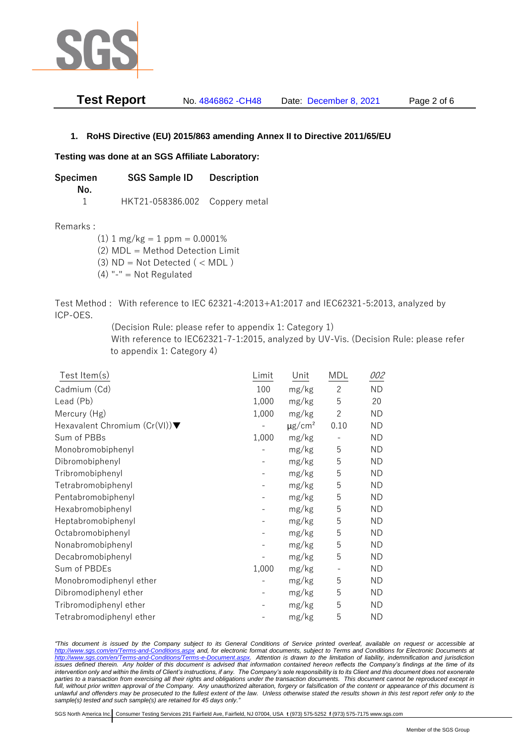## 1. RoHS Directive (EU) 2015/863 amending Annex II to Directive 2011/65/EU

**Testing was done at an SGS Affiliate Laboratory:**

| Specimen No. | SGS Sample ID | Description |
|---|---|---|
| 1 | HKT21-058386.002 | Coppery metal |

Remarks :

(1) 1 mg/kg = 1 ppm = 0.0001%
(2) MDL = Method Detection Limit
(3) ND = Not Detected ( < MDL )
(4) "-" = Not Regulated

Test Method : With reference to IEC 62321-4:2013+A1:2017 and IEC62321-5:2013, analyzed by ICP-OES.
(Decision Rule: please refer to appendix 1: Category 1)
With reference to IEC62321-7-1:2015, analyzed by UV-Vis. (Decision Rule: please refer to appendix 1: Category 4)

| Test Item(s) | Limit | Unit | MDL | *002* |
|---|---|---|---|---|
| Cadmium (Cd) | 100 | mg/kg | 2 | ND |
| Lead (Pb) | 1,000 | mg/kg | 5 | 20 |
| Mercury (Hg) | 1,000 | mg/kg | 2 | ND |
| Hexavalent Chromium (Cr(VI))▼ | - | μg/cm² | 0.10 | ND |
| Sum of PBBs | 1,000 | mg/kg | - | ND |
| Monobromobiphenyl | - | mg/kg | 5 | ND |
| Dibromobiphenyl | - | mg/kg | 5 | ND |
| Tribromobiphenyl | - | mg/kg | 5 | ND |
| Tetrabromobiphenyl | - | mg/kg | 5 | ND |
| Pentabromobiphenyl | - | mg/kg | 5 | ND |
| Hexabromobiphenyl | - | mg/kg | 5 | ND |
| Heptabromobiphenyl | - | mg/kg | 5 | ND |
| Octabromobiphenyl | - | mg/kg | 5 | ND |
| Nonabromobiphenyl | - | mg/kg | 5 | ND |
| Decabromobiphenyl | - | mg/kg | 5 | ND |
| Sum of PBDEs | 1,000 | mg/kg | - | ND |
| Monobromodiphenyl ether | - | mg/kg | 5 | ND |
| Dibromodiphenyl ether | - | mg/kg | 5 | ND |
| Tribromodiphenyl ether | - | mg/kg | 5 | ND |
| Tetrabromodiphenyl ether | - | mg/kg | 5 | ND |

*"This document is issued by the Company subject to its General Conditions of Service printed overleaf, available on request or accessible at http://www.sgs.com/en/Terms-and-Conditions.aspx and, for electronic format documents, subject to Terms and Conditions for Electronic Documents at http://www.sgs.com/en/Terms-and-Conditions/Terms-e-Document.aspx. Attention is drawn to the limitation of liability, indemnification and jurisdiction issues defined therein. Any holder of this document is advised that information contained hereon reflects the Company's findings at the time of its intervention only and within the limits of Client's instructions, if any. The Company's sole responsibility is to its Client and this document does not exonerate parties to a transaction from exercising all their rights and obligations under the transaction documents. This document cannot be reproduced except in full, without prior written approval of the Company. Any unauthorized alteration, forgery or falsification of the content or appearance of this document is unlawful and offenders may be prosecuted to the fullest extent of the law. Unless otherwise stated the results shown in this test report refer only to the sample(s) tested and such sample(s) are retained for 45 days only."*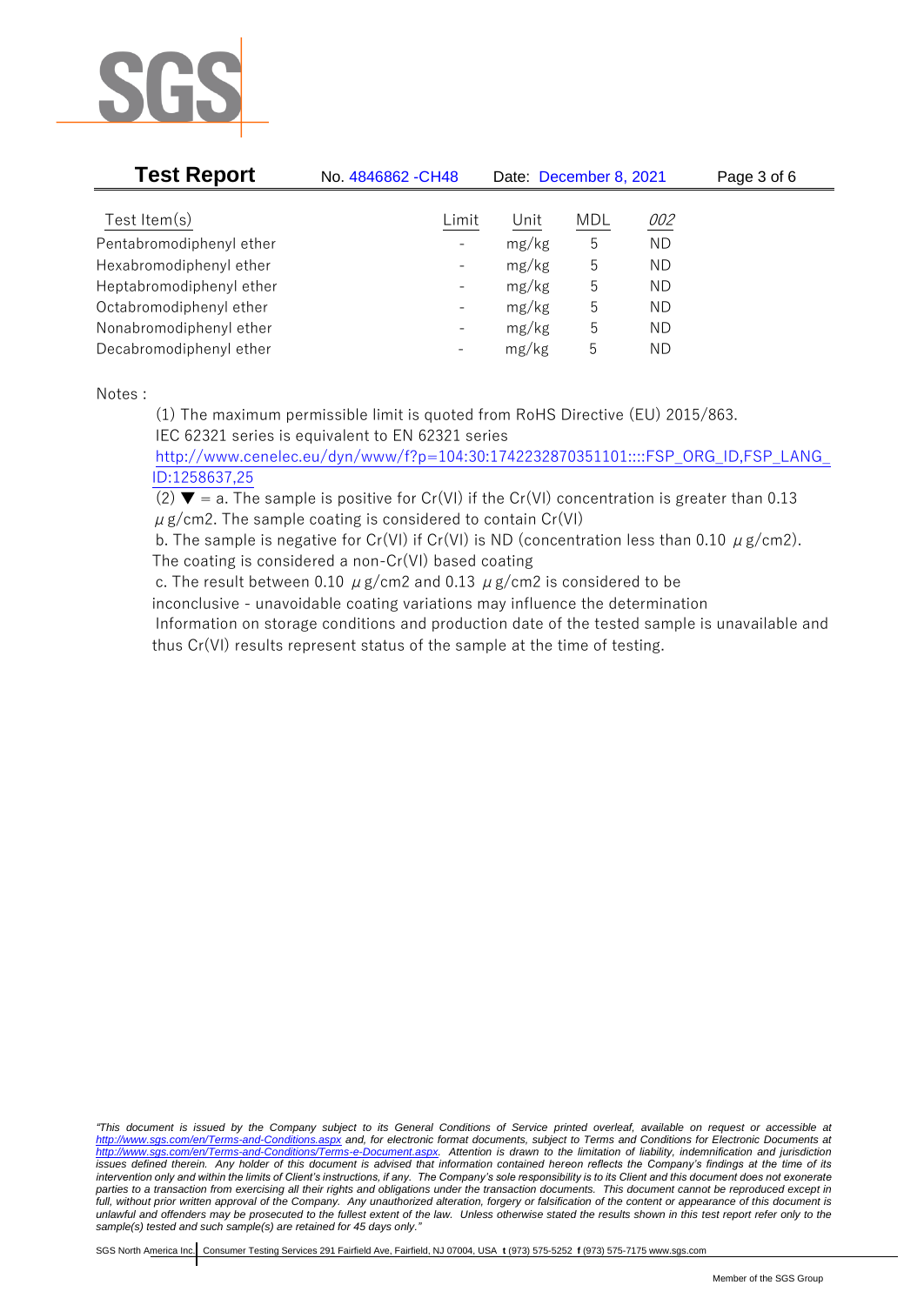**Test Report** No. 4846862 -CH48 Date: December 8, 2021

| Test Item(s) | Limit | Unit | MDL | *002* |
|---|---|---|---|---|
| Pentabromodiphenyl ether | - | mg/kg | 5 | ND |
| Hexabromodiphenyl ether | - | mg/kg | 5 | ND |
| Heptabromodiphenyl ether | - | mg/kg | 5 | ND |
| Octabromodiphenyl ether | - | mg/kg | 5 | ND |
| Nonabromodiphenyl ether | - | mg/kg | 5 | ND |
| Decabromodiphenyl ether | - | mg/kg | 5 | ND |

Notes :

(1) The maximum permissible limit is quoted from RoHS Directive (EU) 2015/863.
IEC 62321 series is equivalent to EN 62321 series
http://www.cenelec.eu/dyn/www/f?p=104:30:1742232870351101::::FSP_ORG_ID,FSP_LANG_ID:1258637,25

(2) ▼ = a. The sample is positive for Cr(VI) if the Cr(VI) concentration is greater than 0.13 μg/cm2. The sample coating is considered to contain Cr(VI)
b. The sample is negative for Cr(VI) if Cr(VI) is ND (concentration less than 0.10 μg/cm2). The coating is considered a non-Cr(VI) based coating
c. The result between 0.10 μg/cm2 and 0.13 μg/cm2 is considered to be inconclusive - unavoidable coating variations may influence the determination
Information on storage conditions and production date of the tested sample is unavailable and thus Cr(VI) results represent status of the sample at the time of testing.

*"This document is issued by the Company subject to its General Conditions of Service printed overleaf, available on request or accessible at http://www.sgs.com/en/Terms-and-Conditions.aspx and, for electronic format documents, subject to Terms and Conditions for Electronic Documents at http://www.sgs.com/en/Terms-and-Conditions/Terms-e-Document.aspx. Attention is drawn to the limitation of liability, indemnification and jurisdiction issues defined therein. Any holder of this document is advised that information contained hereon reflects the Company's findings at the time of its intervention only and within the limits of Client's instructions, if any. The Company's sole responsibility is to its Client and this document does not exonerate parties to a transaction from exercising all their rights and obligations under the transaction documents. This document cannot be reproduced except in full, without prior written approval of the Company. Any unauthorized alteration, forgery or falsification of the content or appearance of this document is unlawful and offenders may be prosecuted to the fullest extent of the law. Unless otherwise stated the results shown in this test report refer only to the sample(s) tested and such sample(s) are retained for 45 days only."*

SGS North America Inc. | Consumer Testing Services 291 Fairfield Ave, Fairfield, NJ 07004, USA **t** (973) 575-5252 **f** (973) 575-7175 www.sgs.com

Member of the SGS Group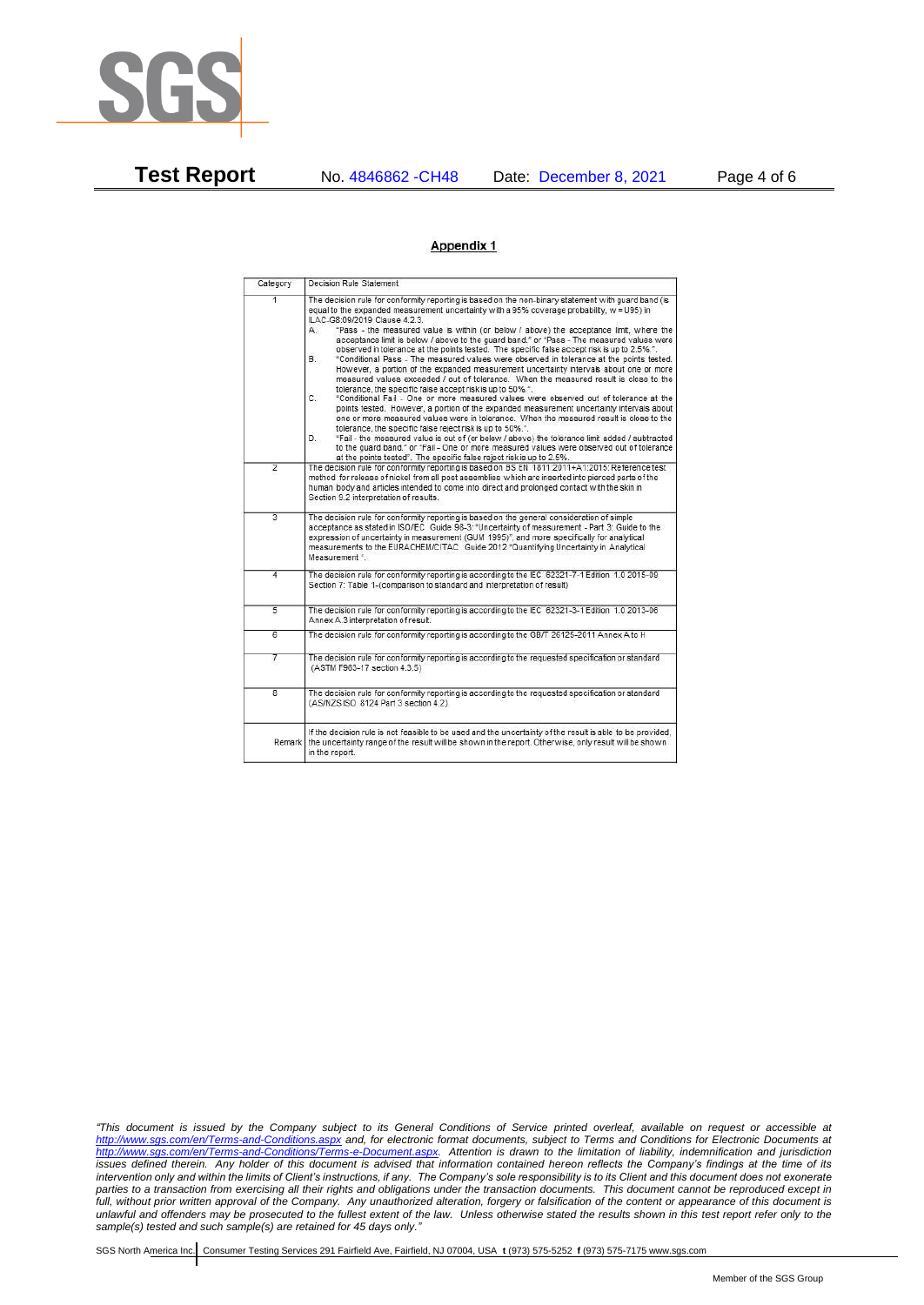## Appendix 1

| Category | Decision Rule Statement |
|---|---|
| 1 | The decision rule for conformity reporting is based on the non-binary statement with guard band (is equal to the expanded measurement uncertainty with a 95% coverage probability, w = U95) in ILAC-G8:09/2019 Clause 4.2.3. A. "Pass - the measured value is within (or below / above) the acceptance limit, where the acceptance limit is below / above to the guard band." or "Pass - The measured values were observed in tolerance at the points tested. The specific false accept risk is up to 2.5%.". B. "Conditional Pass - The measured values were observed in tolerance at the points tested. However, a portion of the expanded measurement uncertainty intervals about one or more measured values exceeded / out of tolerance. When the measured result is close to the tolerance, the specific false accept risk is up to 50%.". C. "Conditional Fail - One or more measured values were observed out of tolerance at the points tested. However, a portion of the expanded measurement uncertainty intervals about one or more measured values were in tolerance. When the measured result is close to the tolerance, the specific false reject risk is up to 50%.". D. "Fail - the measured value is out of (or below / above) the tolerance limit added / subtracted to the guard band." or "Fail - One or more measured values were observed out of tolerance at the points tested". The specific false reject risk is up to 2.5%. |
| 2 | The decision rule for conformity reporting is based on BS EN 1811:2011+A1:2015: Reference test method for release of nickel from all post assemblies which are inserted into pierced parts of the human body and articles intended to come into direct and prolonged contact with the skin in Section 9.2 interpretation of results. |
| 3 | The decision rule for conformity reporting is based on the general consideration of simple acceptance as stated in ISO/IEC Guide 98-3: "Uncertainty of measurement - Part 3: Guide to the expression of uncertainty in measurement (GUM 1995)", and more specifically for analytical measurements to the EURACHEM/CITAC Guide 2012 "Quantifying Uncertainty in Analytical Measurement ". |
| 4 | The decision rule for conformity reporting is according to the IEC 62321-7-1 Edition 1.0 2015-09 Section 7: Table 1-(comparison to standard and interpretation of result) |
| 5 | The decision rule for conformity reporting is according to the IEC 62321-3-1 Edition 1.0 2013-06 Annex A.3 interpretation of result. |
| 6 | The decision rule for conformity reporting is according to the GB/T 26125-2011 Annex A to H |
| 7 | The decision rule for conformity reporting is according to the requested specification or standard (ASTM F963-17 section 4.3.5) |
| 8 | The decision rule for conformity reporting is according to the requested specification or standard (AS/NZS ISO 8124 Part 3 section 4.2) |
| Remark | If the decision rule is not feasible to be used and the uncertainty of the result is able to be provided, the uncertainty range of the result will be shown in the report. Otherwise, only result will be shown in the report. |

*"This document is issued by the Company subject to its General Conditions of Service printed overleaf, available on request or accessible at http://www.sgs.com/en/Terms-and-Conditions.aspx and, for electronic format documents, subject to Terms and Conditions for Electronic Documents at http://www.sgs.com/en/Terms-and-Conditions/Terms-e-Document.aspx. Attention is drawn to the limitation of liability, indemnification and jurisdiction issues defined therein. Any holder of this document is advised that information contained hereon reflects the Company's findings at the time of its intervention only and within the limits of Client's instructions, if any. The Company's sole responsibility is to its Client and this document does not exonerate parties to a transaction from exercising all their rights and obligations under the transaction documents. This document cannot be reproduced except in full, without prior written approval of the Company. Any unauthorized alteration, forgery or falsification of the content or appearance of this document is unlawful and offenders may be prosecuted to the fullest extent of the law. Unless otherwise stated the results shown in this test report refer only to the sample(s) tested and such sample(s) are retained for 45 days only."*

SGS North America Inc. | Consumer Testing Services 291 Fairfield Ave, Fairfield, NJ 07004, USA **t** (973) 575-5252 **f** (973) 575-7175 www.sgs.com

Member of the SGS Group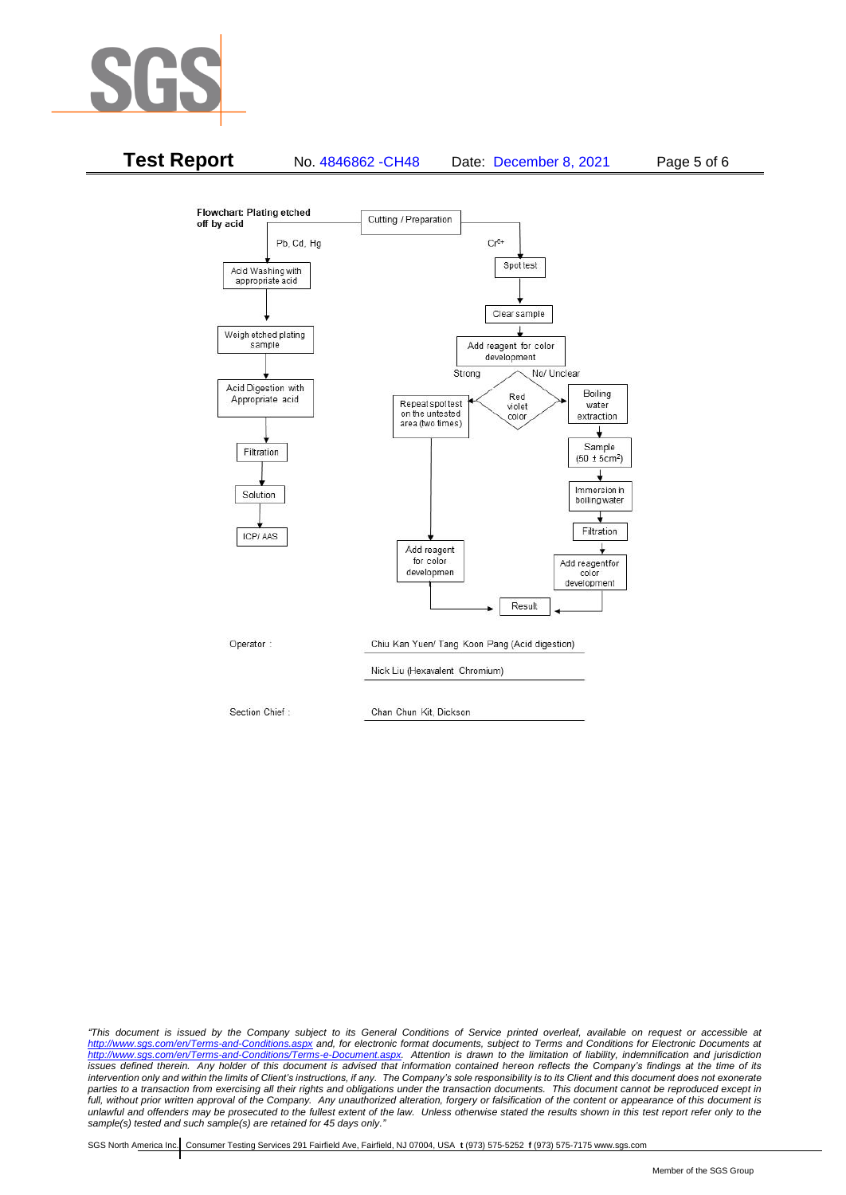**Flowchart: Plating etched off by acid**

Cutting / Preparation

**Pb, Cd, Hg**

Acid Washing with appropriate acid → Weigh etched plating sample → Acid Digestion with Appropriate acid → Filtration → Solution → ICP/ AAS

**$Cr^{6+}$**

Spot test → Clear sample → Add reagent for color development → Red violet color

- Strong → Repeat spot test on the untested area (two times) → Add reagent for color developmen → Result
- No/ Unclear → Boiling water extraction → Sample ($50 \pm 5cm^2$) → Immersion in boiling water → Filtration → Add reagent for color development → Result

Operator : Chiu Kan Yuen/ Tang Koon Pang (Acid digestion)

Nick Liu (Hexavalent Chromium)

Section Chief : Chan Chun Kit, Dickson

*"This document is issued by the Company subject to its General Conditions of Service printed overleaf, available on request or accessible at http://www.sgs.com/en/Terms-and-Conditions.aspx and, for electronic format documents, subject to Terms and Conditions for Electronic Documents at http://www.sgs.com/en/Terms-and-Conditions/Terms-e-Document.aspx. Attention is drawn to the limitation of liability, indemnification and jurisdiction issues defined therein. Any holder of this document is advised that information contained hereon reflects the Company's findings at the time of its intervention only and within the limits of Client's instructions, if any. The Company's sole responsibility is to its Client and this document does not exonerate parties to a transaction from exercising all their rights and obligations under the transaction documents. This document cannot be reproduced except in full, without prior written approval of the Company. Any unauthorized alteration, forgery or falsification of the content or appearance of this document is unlawful and offenders may be prosecuted to the fullest extent of the law. Unless otherwise stated the results shown in this test report refer only to the sample(s) tested and such sample(s) are retained for 45 days only."*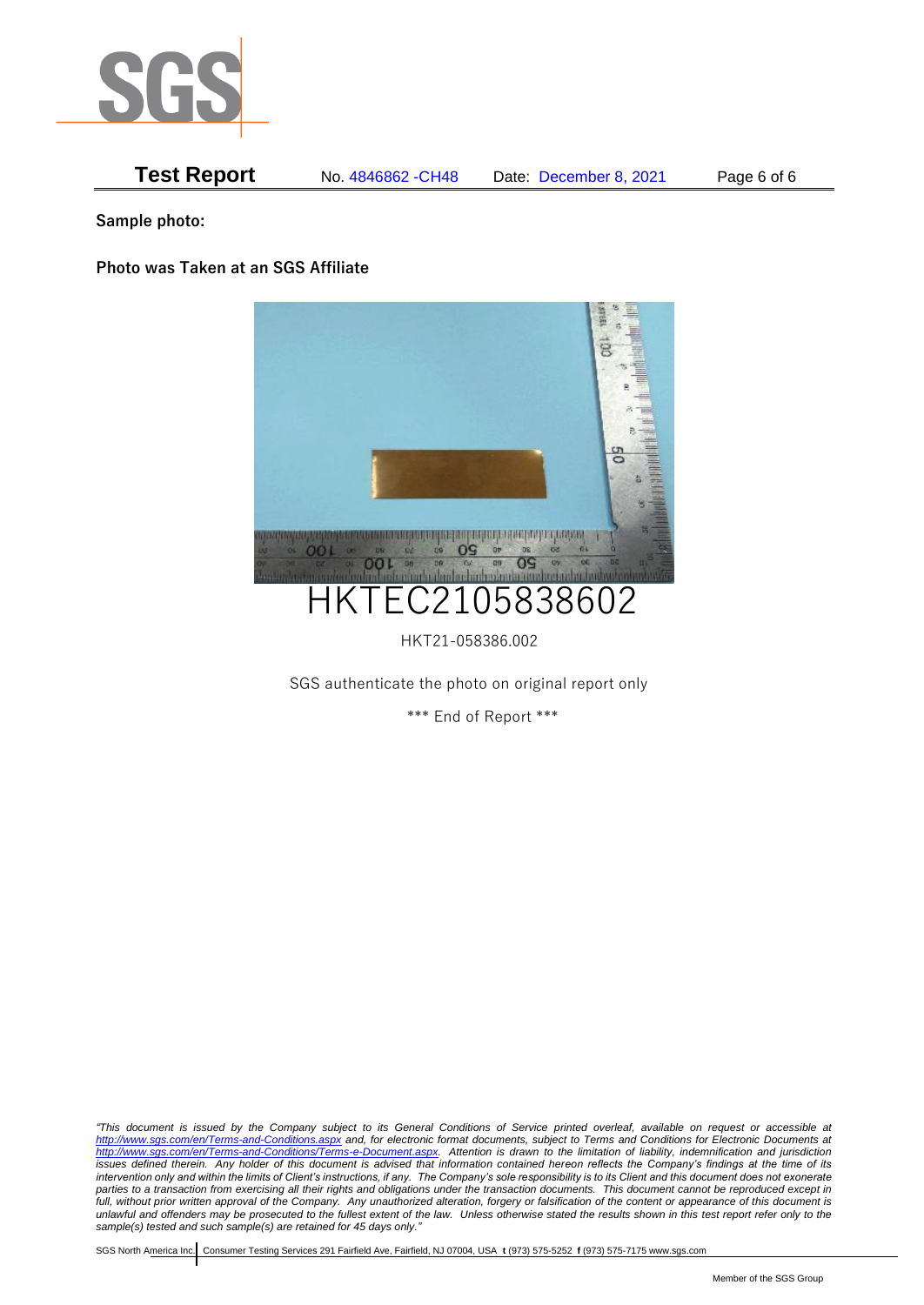**Sample photo:**

**Photo was Taken at an SGS Affiliate**

HKTEC2105838602

HKT21-058386.002

SGS authenticate the photo on original report only

*** End of Report ***

*"This document is issued by the Company subject to its General Conditions of Service printed overleaf, available on request or accessible at http://www.sgs.com/en/Terms-and-Conditions.aspx and, for electronic format documents, subject to Terms and Conditions for Electronic Documents at http://www.sgs.com/en/Terms-and-Conditions/Terms-e-Document.aspx. Attention is drawn to the limitation of liability, indemnification and jurisdiction issues defined therein. Any holder of this document is advised that information contained hereon reflects the Company's findings at the time of its intervention only and within the limits of Client's instructions, if any. The Company's sole responsibility is to its Client and this document does not exonerate parties to a transaction from exercising all their rights and obligations under the transaction documents. This document cannot be reproduced except in full, without prior written approval of the Company. Any unauthorized alteration, forgery or falsification of the content or appearance of this document is unlawful and offenders may be prosecuted to the fullest extent of the law. Unless otherwise stated the results shown in this test report refer only to the sample(s) tested and such sample(s) are retained for 45 days only."*

SGS North America Inc. | Consumer Testing Services 291 Fairfield Ave, Fairfield, NJ 07004, USA **t** (973) 575-5252 **f** (973) 575-7175 www.sgs.com

Member of the SGS Group